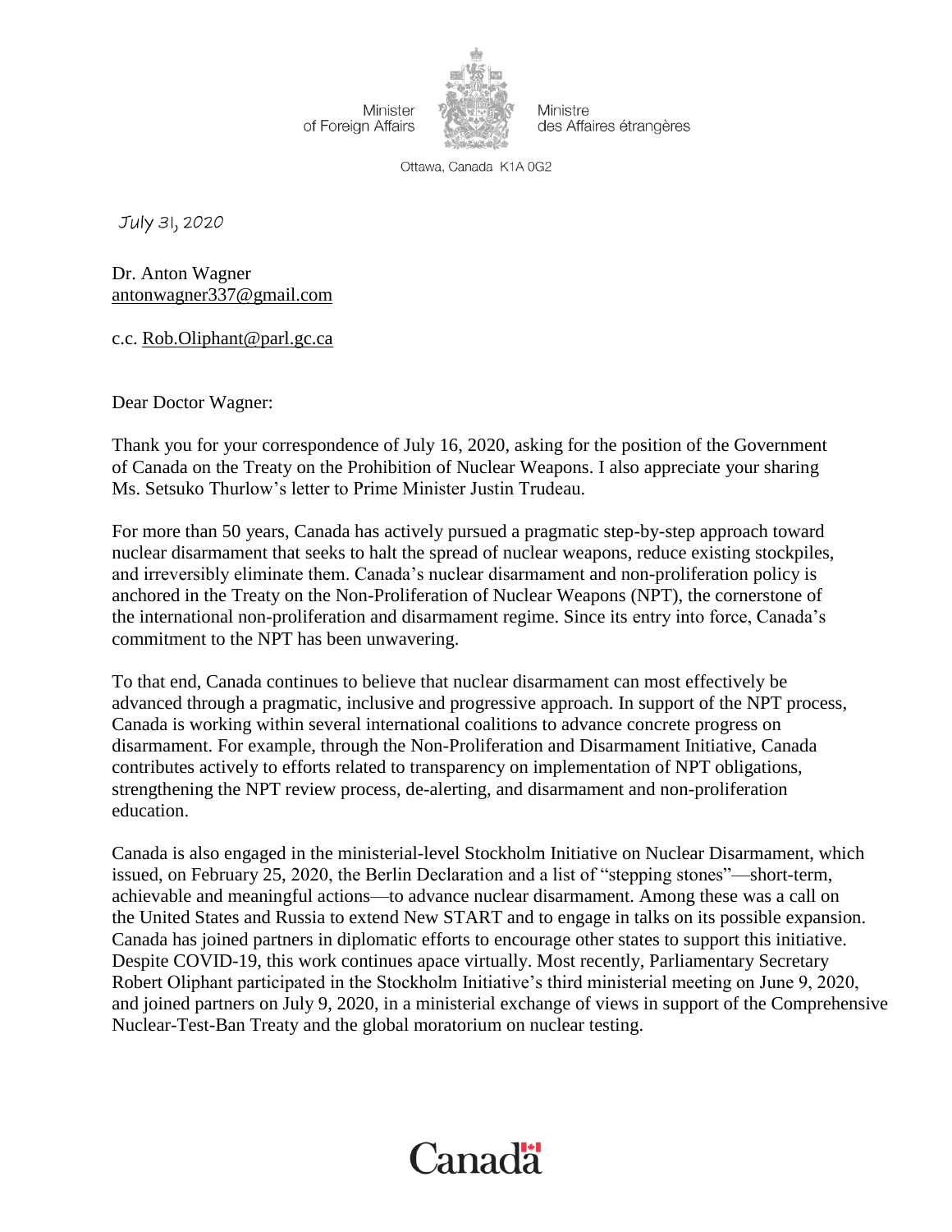Minister of Foreign Affairs

Ministre des Affaires étrangères

Ottawa, Canada K1A 0G2

July 31, 2020

Dr. Anton Wagner
antonwagner337@gmail.com

c.c. Rob.Oliphant@parl.gc.ca

Dear Doctor Wagner:

Thank you for your correspondence of July 16, 2020, asking for the position of the Government of Canada on the Treaty on the Prohibition of Nuclear Weapons. I also appreciate your sharing Ms. Setsuko Thurlow's letter to Prime Minister Justin Trudeau.

For more than 50 years, Canada has actively pursued a pragmatic step-by-step approach toward nuclear disarmament that seeks to halt the spread of nuclear weapons, reduce existing stockpiles, and irreversibly eliminate them. Canada's nuclear disarmament and non-proliferation policy is anchored in the Treaty on the Non-Proliferation of Nuclear Weapons (NPT), the cornerstone of the international non-proliferation and disarmament regime. Since its entry into force, Canada's commitment to the NPT has been unwavering.

To that end, Canada continues to believe that nuclear disarmament can most effectively be advanced through a pragmatic, inclusive and progressive approach. In support of the NPT process, Canada is working within several international coalitions to advance concrete progress on disarmament. For example, through the Non-Proliferation and Disarmament Initiative, Canada contributes actively to efforts related to transparency on implementation of NPT obligations, strengthening the NPT review process, de-alerting, and disarmament and non-proliferation education.

Canada is also engaged in the ministerial-level Stockholm Initiative on Nuclear Disarmament, which issued, on February 25, 2020, the Berlin Declaration and a list of "stepping stones"—short-term, achievable and meaningful actions—to advance nuclear disarmament. Among these was a call on the United States and Russia to extend New START and to engage in talks on its possible expansion. Canada has joined partners in diplomatic efforts to encourage other states to support this initiative. Despite COVID-19, this work continues apace virtually. Most recently, Parliamentary Secretary Robert Oliphant participated in the Stockholm Initiative's third ministerial meeting on June 9, 2020, and joined partners on July 9, 2020, in a ministerial exchange of views in support of the Comprehensive Nuclear-Test-Ban Treaty and the global moratorium on nuclear testing.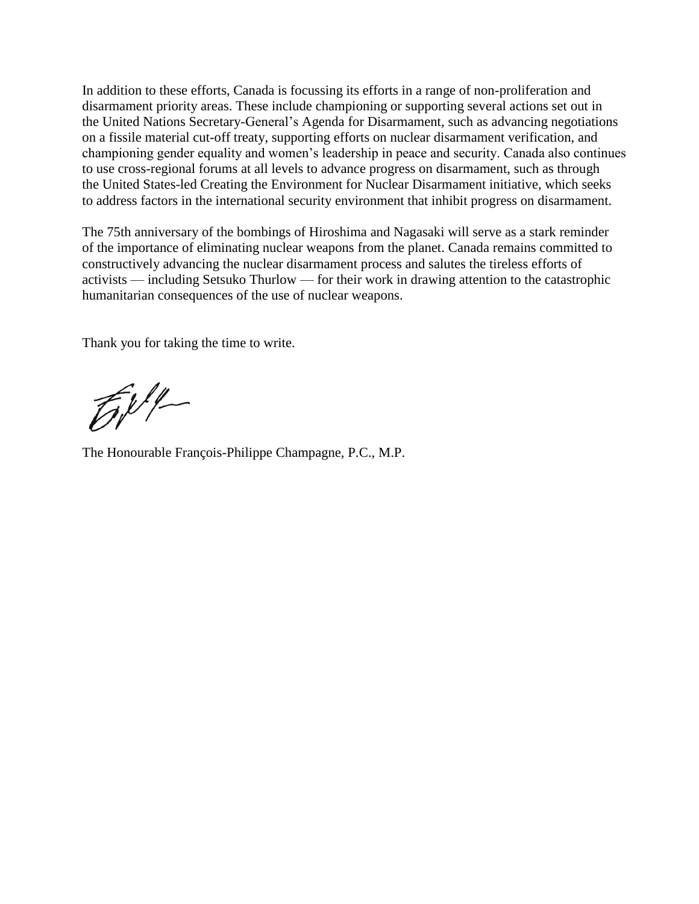In addition to these efforts, Canada is focussing its efforts in a range of non-proliferation and disarmament priority areas. These include championing or supporting several actions set out in the United Nations Secretary-General's Agenda for Disarmament, such as advancing negotiations on a fissile material cut-off treaty, supporting efforts on nuclear disarmament verification, and championing gender equality and women's leadership in peace and security. Canada also continues to use cross-regional forums at all levels to advance progress on disarmament, such as through the United States-led Creating the Environment for Nuclear Disarmament initiative, which seeks to address factors in the international security environment that inhibit progress on disarmament.

The 75th anniversary of the bombings of Hiroshima and Nagasaki will serve as a stark reminder of the importance of eliminating nuclear weapons from the planet. Canada remains committed to constructively advancing the nuclear disarmament process and salutes the tireless efforts of activists — including Setsuko Thurlow — for their work in drawing attention to the catastrophic humanitarian consequences of the use of nuclear weapons.

Thank you for taking the time to write.

The Honourable François-Philippe Champagne, P.C., M.P.